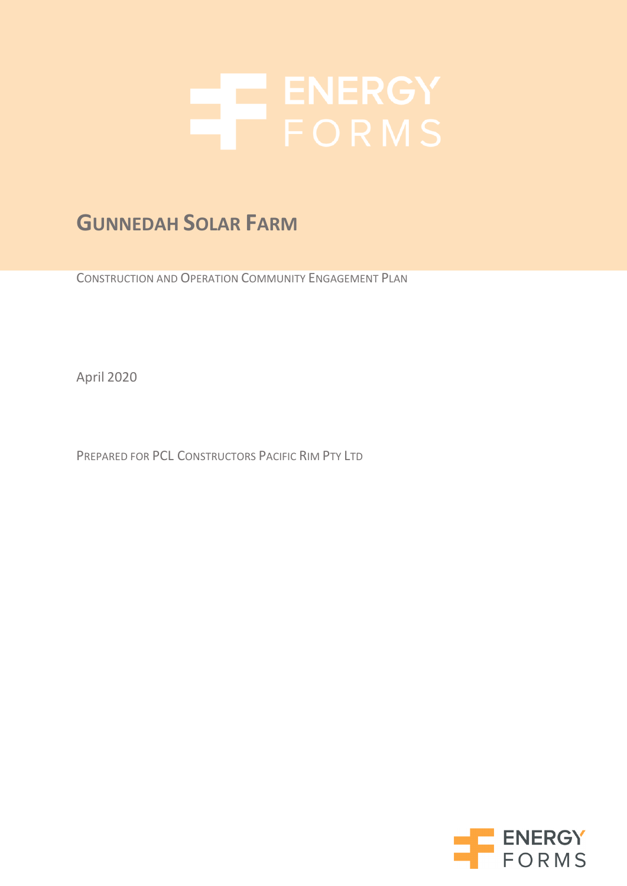# GUNNEDAH SOLAR FARM

CONSTRUCTION AND OPERATION COMMUNITY ENGAGEMENT PLAN

April 2020

PREPARED FOR PCL CONSTRUCTORS PACIFIC RIM PTY LTD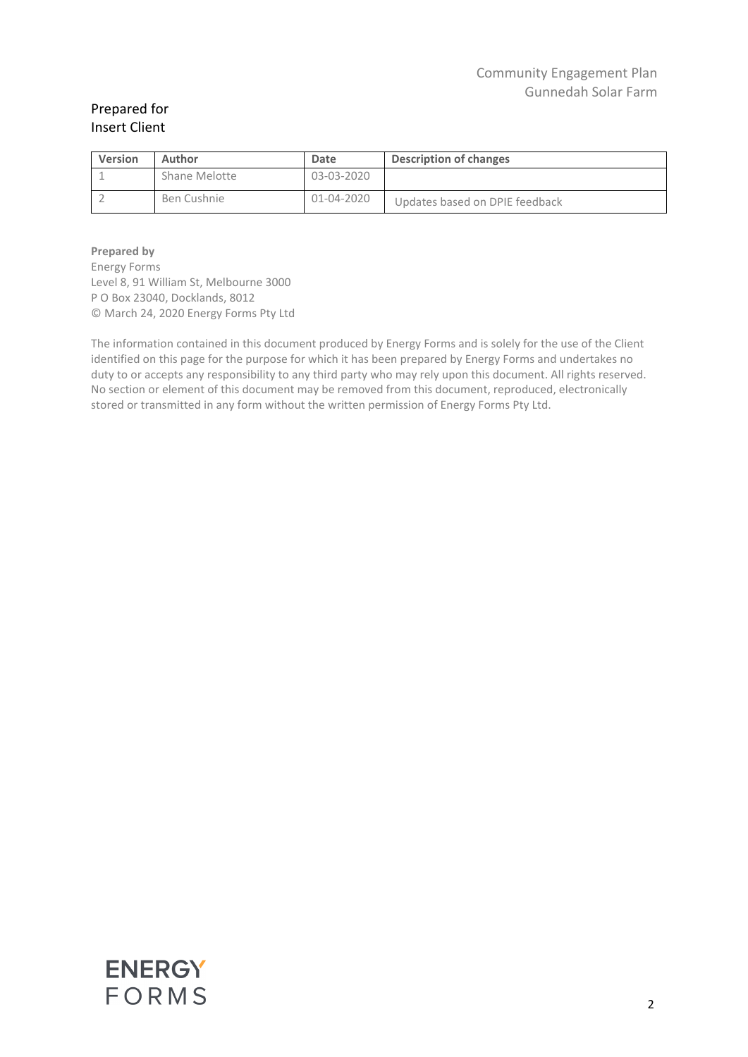Community Engagement Plan
Gunnedah Solar Farm

Prepared for
Insert Client

| Version | Author | Date | Description of changes |
| --- | --- | --- | --- |
| 1 | Shane Melotte | 03-03-2020 | |
| 2 | Ben Cushnie | 01-04-2020 | Updates based on DPIE feedback |

**Prepared by**
Energy Forms
Level 8, 91 William St, Melbourne 3000
P O Box 23040, Docklands, 8012
© March 24, 2020 Energy Forms Pty Ltd

The information contained in this document produced by Energy Forms and is solely for the use of the Client identified on this page for the purpose for which it has been prepared by Energy Forms and undertakes no duty to or accepts any responsibility to any third party who may rely upon this document. All rights reserved. No section or element of this document may be removed from this document, reproduced, electronically stored or transmitted in any form without the written permission of Energy Forms Pty Ltd.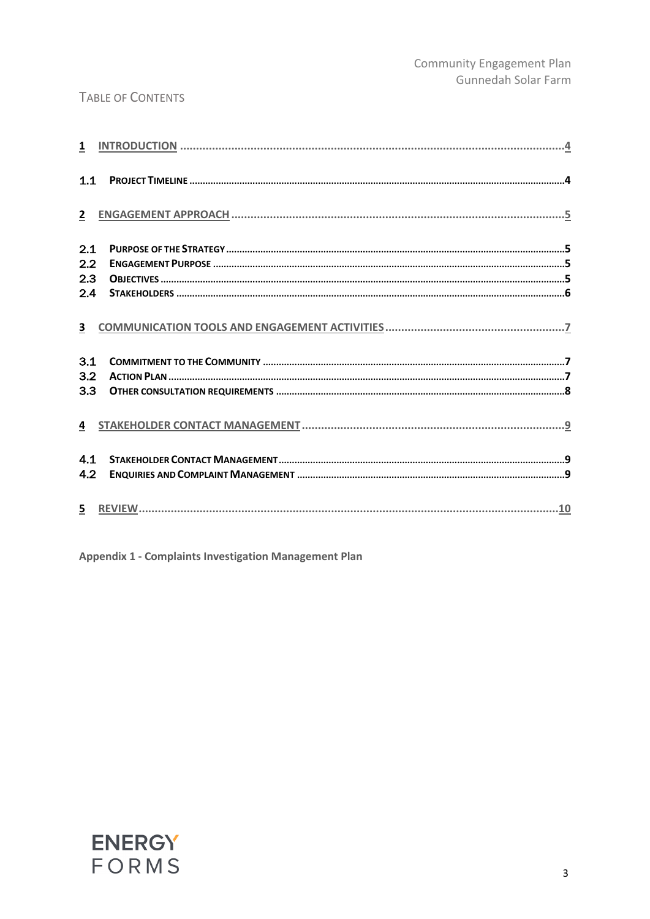# Table of Contents

| | | |
|---|---|---|
| **1** | **INTRODUCTION** | **4** |
| 1.1 | **PROJECT TIMELINE** | **4** |
| **2** | **ENGAGEMENT APPROACH** | **5** |
| 2.1 | **PURPOSE OF THE STRATEGY** | **5** |
| 2.2 | **ENGAGEMENT PURPOSE** | **5** |
| 2.3 | **OBJECTIVES** | **5** |
| 2.4 | **STAKEHOLDERS** | **6** |
| **3** | **COMMUNICATION TOOLS AND ENGAGEMENT ACTIVITIES** | **7** |
| 3.1 | **COMMITMENT TO THE COMMUNITY** | **7** |
| 3.2 | **ACTION PLAN** | **7** |
| 3.3 | **OTHER CONSULTATION REQUIREMENTS** | **8** |
| **4** | **STAKEHOLDER CONTACT MANAGEMENT** | **9** |
| 4.1 | **STAKEHOLDER CONTACT MANAGEMENT** | **9** |
| 4.2 | **ENQUIRIES AND COMPLAINT MANAGEMENT** | **9** |
| **5** | **REVIEW** | **10** |

**Appendix 1 - Complaints Investigation Management Plan**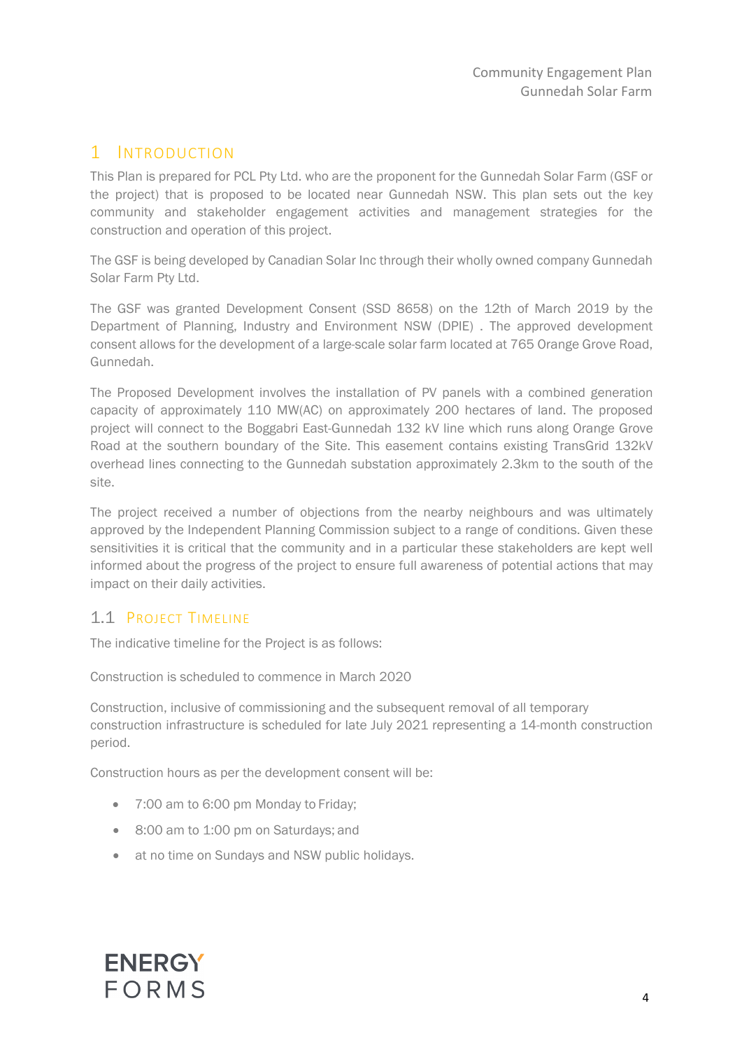# 1 Introduction

This Plan is prepared for PCL Pty Ltd. who are the proponent for the Gunnedah Solar Farm (GSF or the project) that is proposed to be located near Gunnedah NSW. This plan sets out the key community and stakeholder engagement activities and management strategies for the construction and operation of this project.

The GSF is being developed by Canadian Solar Inc through their wholly owned company Gunnedah Solar Farm Pty Ltd.

The GSF was granted Development Consent (SSD 8658) on the 12th of March 2019 by the Department of Planning, Industry and Environment NSW (DPIE) . The approved development consent allows for the development of a large-scale solar farm located at 765 Orange Grove Road, Gunnedah.

The Proposed Development involves the installation of PV panels with a combined generation capacity of approximately 110 MW(AC) on approximately 200 hectares of land. The proposed project will connect to the Boggabri East-Gunnedah 132 kV line which runs along Orange Grove Road at the southern boundary of the Site. This easement contains existing TransGrid 132kV overhead lines connecting to the Gunnedah substation approximately 2.3km to the south of the site.

The project received a number of objections from the nearby neighbours and was ultimately approved by the Independent Planning Commission subject to a range of conditions. Given these sensitivities it is critical that the community and in a particular these stakeholders are kept well informed about the progress of the project to ensure full awareness of potential actions that may impact on their daily activities.

## 1.1 Project Timeline

The indicative timeline for the Project is as follows:

Construction is scheduled to commence in March 2020

Construction, inclusive of commissioning and the subsequent removal of all temporary construction infrastructure is scheduled for late July 2021 representing a 14-month construction period.

Construction hours as per the development consent will be:

- 7:00 am to 6:00 pm Monday to Friday;
- 8:00 am to 1:00 pm on Saturdays; and
- at no time on Sundays and NSW public holidays.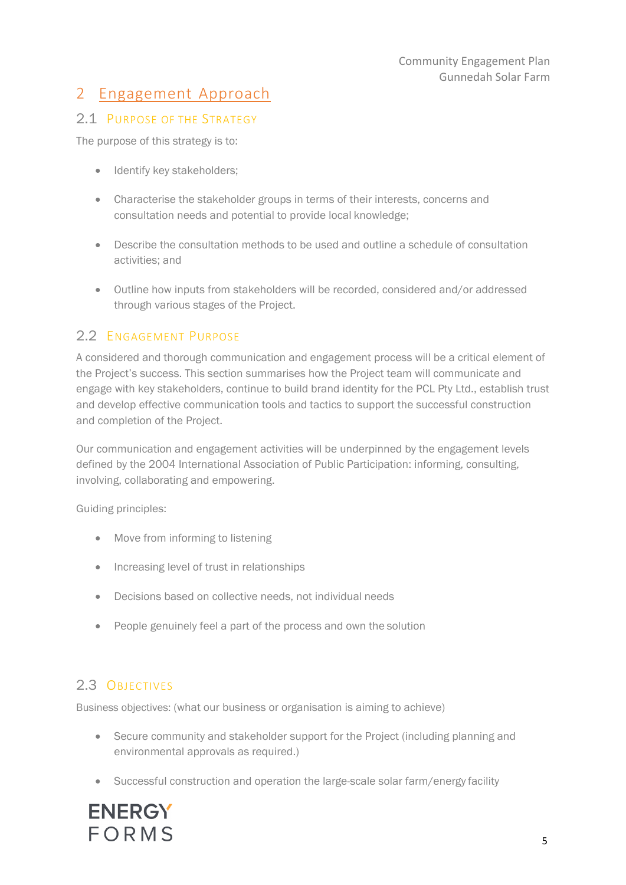# 2 Engagement Approach

## 2.1 Purpose of the Strategy

The purpose of this strategy is to:

- Identify key stakeholders;
- Characterise the stakeholder groups in terms of their interests, concerns and consultation needs and potential to provide local knowledge;
- Describe the consultation methods to be used and outline a schedule of consultation activities; and
- Outline how inputs from stakeholders will be recorded, considered and/or addressed through various stages of the Project.

## 2.2 Engagement Purpose

A considered and thorough communication and engagement process will be a critical element of the Project's success. This section summarises how the Project team will communicate and engage with key stakeholders, continue to build brand identity for the PCL Pty Ltd., establish trust and develop effective communication tools and tactics to support the successful construction and completion of the Project.

Our communication and engagement activities will be underpinned by the engagement levels defined by the 2004 International Association of Public Participation: informing, consulting, involving, collaborating and empowering.

Guiding principles:

- Move from informing to listening
- Increasing level of trust in relationships
- Decisions based on collective needs, not individual needs
- People genuinely feel a part of the process and own the solution

## 2.3 Objectives

Business objectives: (what our business or organisation is aiming to achieve)

- Secure community and stakeholder support for the Project (including planning and environmental approvals as required.)
- Successful construction and operation the large-scale solar farm/energy facility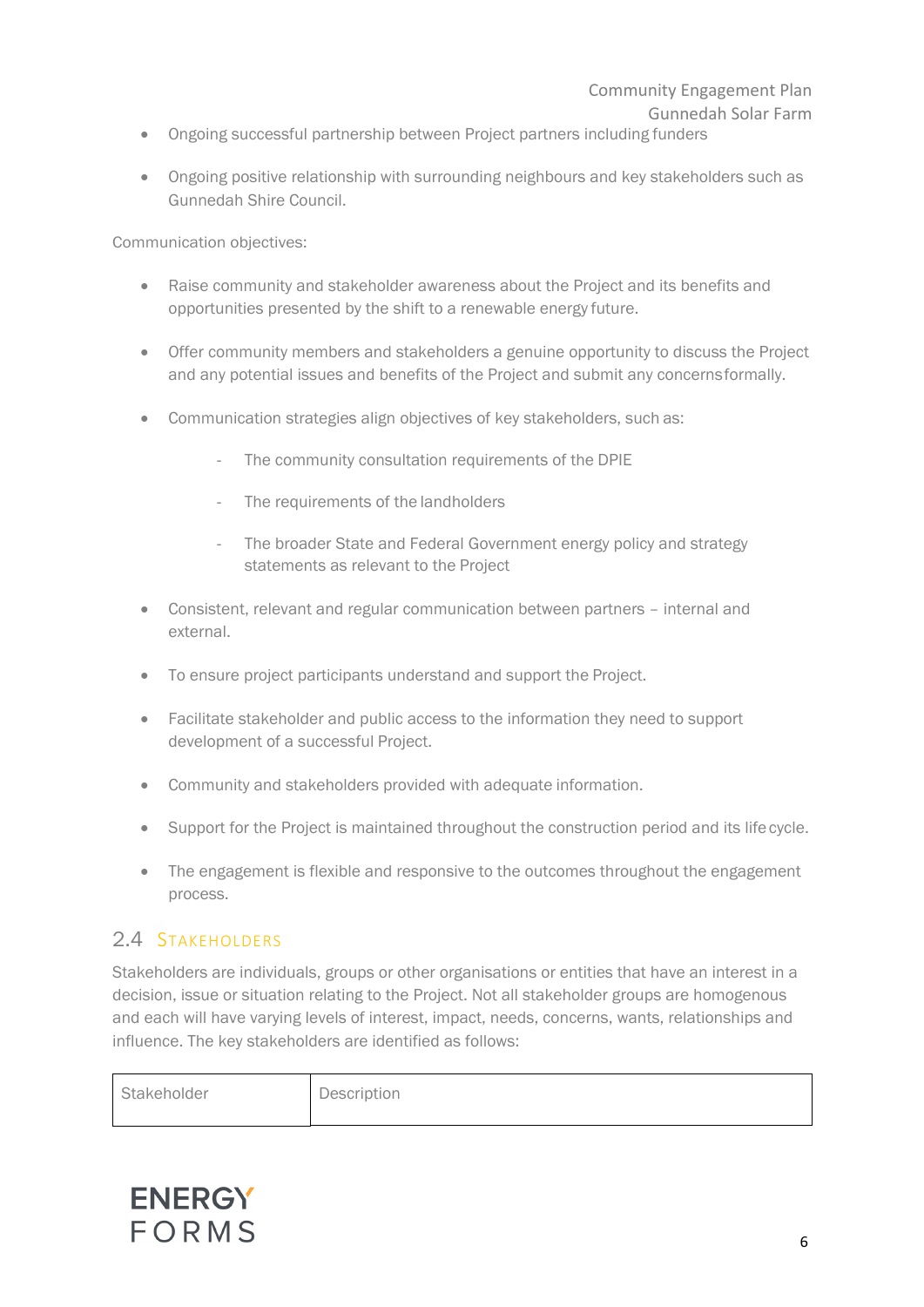- Ongoing successful partnership between Project partners including funders
- Ongoing positive relationship with surrounding neighbours and key stakeholders such as Gunnedah Shire Council.

Communication objectives:

- Raise community and stakeholder awareness about the Project and its benefits and opportunities presented by the shift to a renewable energy future.
- Offer community members and stakeholders a genuine opportunity to discuss the Project and any potential issues and benefits of the Project and submit any concerns formally.
- Communication strategies align objectives of key stakeholders, such as:
    - The community consultation requirements of the DPIE
    - The requirements of the landholders
    - The broader State and Federal Government energy policy and strategy statements as relevant to the Project
- Consistent, relevant and regular communication between partners – internal and external.
- To ensure project participants understand and support the Project.
- Facilitate stakeholder and public access to the information they need to support development of a successful Project.
- Community and stakeholders provided with adequate information.
- Support for the Project is maintained throughout the construction period and its life cycle.
- The engagement is flexible and responsive to the outcomes throughout the engagement process.

## 2.4 Stakeholders

Stakeholders are individuals, groups or other organisations or entities that have an interest in a decision, issue or situation relating to the Project. Not all stakeholder groups are homogenous and each will have varying levels of interest, impact, needs, concerns, wants, relationships and influence. The key stakeholders are identified as follows:

| Stakeholder | Description |
| --- | --- |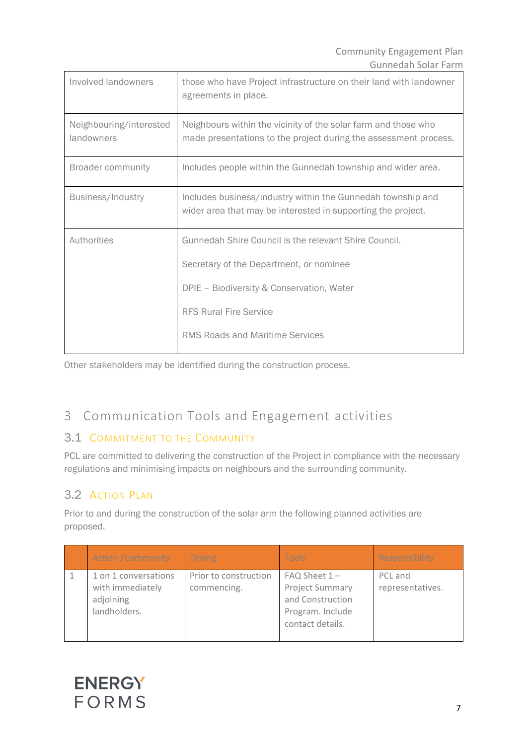| | |
|---|---|
| Involved landowners | those who have Project infrastructure on their land with landowner agreements in place. |
| Neighbouring/interested landowners | Neighbours within the vicinity of the solar farm and those who made presentations to the project during the assessment process. |
| Broader community | Includes people within the Gunnedah township and wider area. |
| Business/Industry | Includes business/industry within the Gunnedah township and wider area that may be interested in supporting the project. |
| Authorities | Gunnedah Shire Council is the relevant Shire Council.<br><br>Secretary of the Department, or nominee<br><br>DPIE – Biodiversity & Conservation, Water<br><br>RFS Rural Fire Service<br><br>RMS Roads and Maritime Services |

Other stakeholders may be identified during the construction process.

# 3 Communication Tools and Engagement activities

## 3.1 Commitment to the Community

PCL are committed to delivering the construction of the Project in compliance with the necessary regulations and minimising impacts on neighbours and the surrounding community.

## 3.2 Action Plan

Prior to and during the construction of the solar arm the following planned activities are proposed.

| | Action /Community | Timing | Tools | Responsibility |
|---|---|---|---|---|
| 1 | 1 on 1 conversations with immediately adjoining landholders. | Prior to construction commencing. | FAQ Sheet 1 – Project Summary and Construction Program. Include contact details. | PCL and representatives. |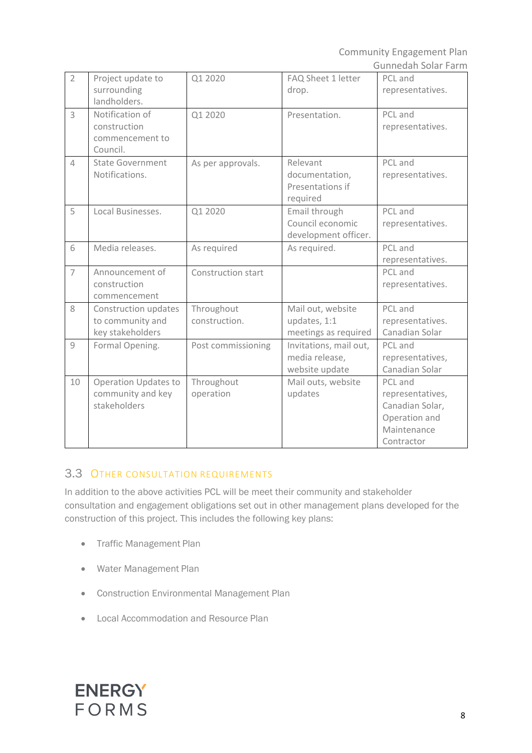| 2 | Project update to surrounding landholders. | Q1 2020 | FAQ Sheet 1 letter drop. | PCL and representatives. |
|---|---|---|---|---|
| 3 | Notification of construction commencement to Council. | Q1 2020 | Presentation. | PCL and representatives. |
| 4 | State Government Notifications. | As per approvals. | Relevant documentation, Presentations if required | PCL and representatives. |
| 5 | Local Businesses. | Q1 2020 | Email through Council economic development officer. | PCL and representatives. |
| 6 | Media releases. | As required | As required. | PCL and representatives. |
| 7 | Announcement of construction commencement | Construction start | | PCL and representatives. |
| 8 | Construction updates to community and key stakeholders | Throughout construction. | Mail out, website updates, 1:1 meetings as required | PCL and representatives. Canadian Solar |
| 9 | Formal Opening. | Post commissioning | Invitations, mail out, media release, website update | PCL and representatives, Canadian Solar |
| 10 | Operation Updates to community and key stakeholders | Throughout operation | Mail outs, website updates | PCL and representatives, Canadian Solar, Operation and Maintenance Contractor |

## 3.3 OTHER CONSULTATION REQUIREMENTS

In addition to the above activities PCL will be meet their community and stakeholder consultation and engagement obligations set out in other management plans developed for the construction of this project. This includes the following key plans:

- Traffic Management Plan
- Water Management Plan
- Construction Environmental Management Plan
- Local Accommodation and Resource Plan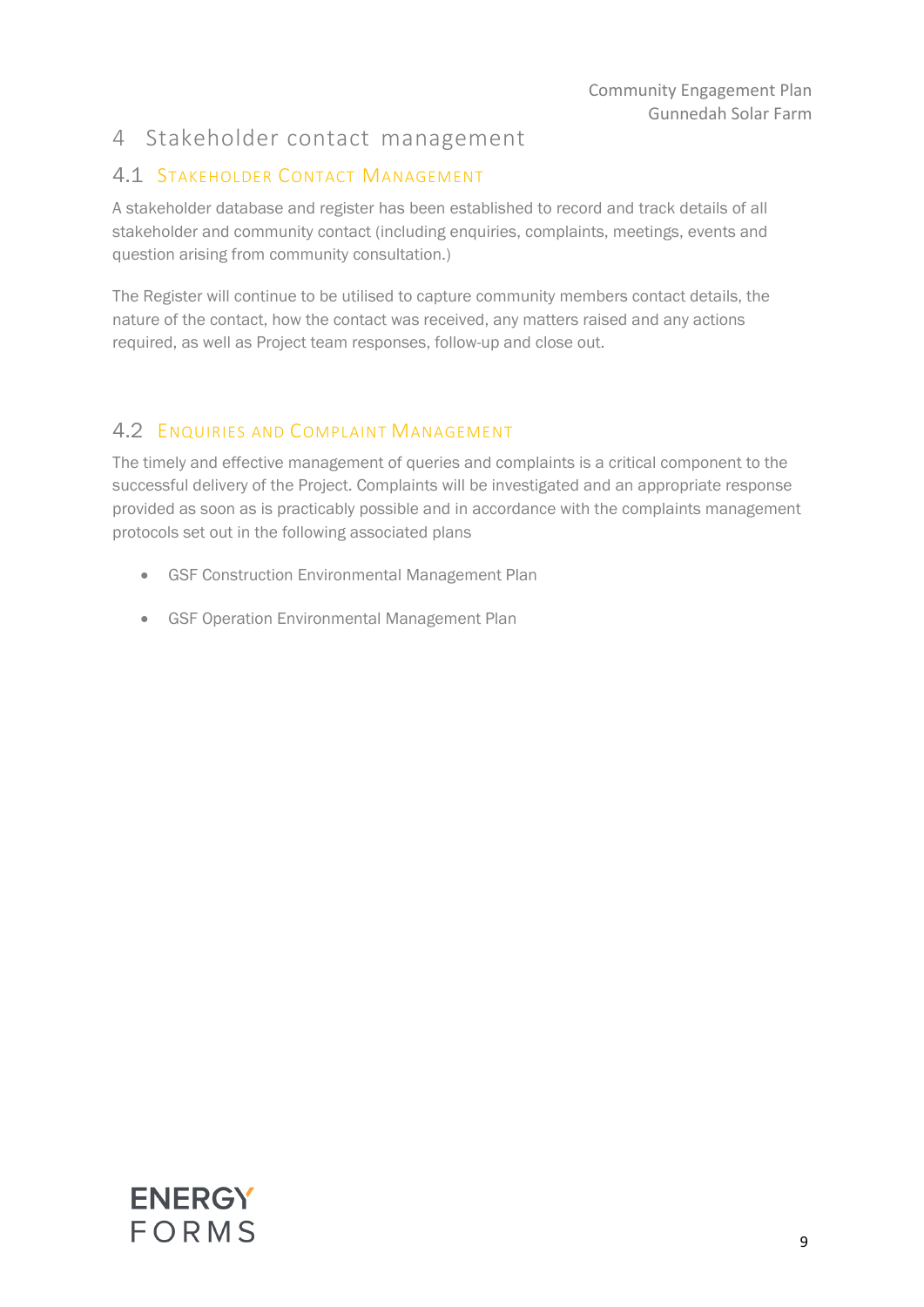# 4 Stakeholder contact management

## 4.1 Stakeholder Contact Management

A stakeholder database and register has been established to record and track details of all stakeholder and community contact (including enquiries, complaints, meetings, events and question arising from community consultation.)

The Register will continue to be utilised to capture community members contact details, the nature of the contact, how the contact was received, any matters raised and any actions required, as well as Project team responses, follow-up and close out.

## 4.2 Enquiries and Complaint Management

The timely and effective management of queries and complaints is a critical component to the successful delivery of the Project. Complaints will be investigated and an appropriate response provided as soon as is practicably possible and in accordance with the complaints management protocols set out in the following associated plans

- GSF Construction Environmental Management Plan
- GSF Operation Environmental Management Plan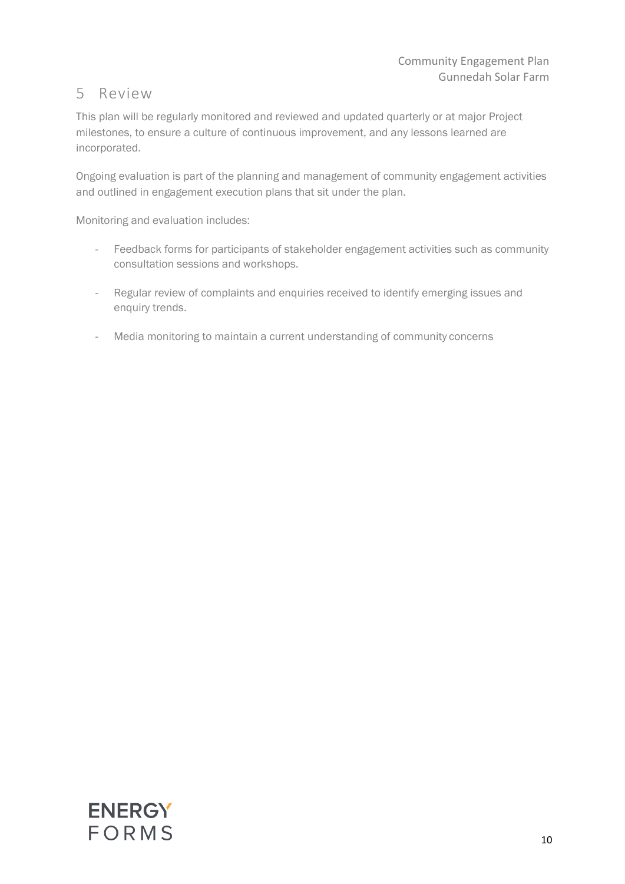# 5 Review

This plan will be regularly monitored and reviewed and updated quarterly or at major Project milestones, to ensure a culture of continuous improvement, and any lessons learned are incorporated.

Ongoing evaluation is part of the planning and management of community engagement activities and outlined in engagement execution plans that sit under the plan.

Monitoring and evaluation includes:

- Feedback forms for participants of stakeholder engagement activities such as community consultation sessions and workshops.
- Regular review of complaints and enquiries received to identify emerging issues and enquiry trends.
- Media monitoring to maintain a current understanding of community concerns